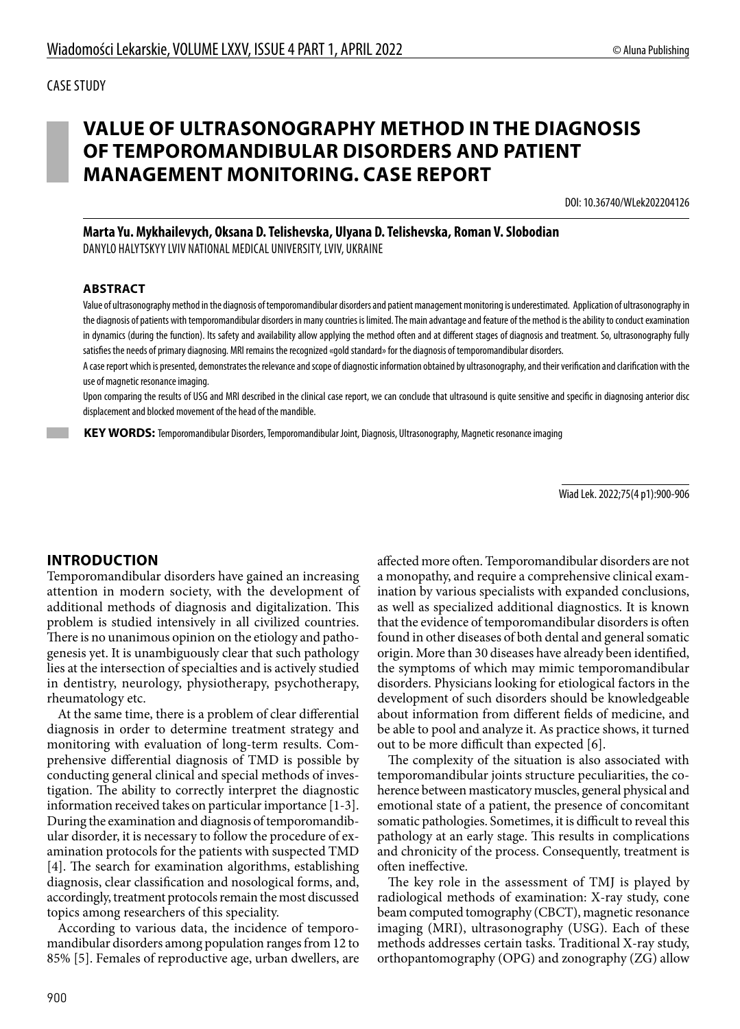CASE STUDY

# VALUE OF ULTRASONOGRAPHY METHOD IN THE DIAGNOSIS OF TEMPOROMANDIBULAR DISORDERS AND PATIENT MANAGEMENT MONITORING. CASE REPORT

DOI: 10.36740/WLek202204126

**Marta Yu. Mykhailevych, Oksana D. Telishevska, Ulyana D. Telishevska, Roman V. Slobodian**
DANYLO HALYTSKYY LVIV NATIONAL MEDICAL UNIVERSITY, LVIV, UKRAINE

## ABSTRACT

Value of ultrasonography method in the diagnosis of temporomandibular disorders and patient management monitoring is underestimated. Application of ultrasonography in the diagnosis of patients with temporomandibular disorders in many countries is limited. The main advantage and feature of the method is the ability to conduct examination in dynamics (during the function). Its safety and availability allow applying the method often and at different stages of diagnosis and treatment. So, ultrasonography fully satisfies the needs of primary diagnosing. MRI remains the recognized «gold standard» for the diagnosis of temporomandibular disorders.

A case report which is presented, demonstrates the relevance and scope of diagnostic information obtained by ultrasonography, and their verification and clarification with the use of magnetic resonance imaging.

Upon comparing the results of USG and MRI described in the clinical case report, we can conclude that ultrasound is quite sensitive and specific in diagnosing anterior disc displacement and blocked movement of the head of the mandible.

**KEY WORDS:** Temporomandibular Disorders, Temporomandibular Joint, Diagnosis, Ultrasonography, Magnetic resonance imaging

Wiad Lek. 2022;75(4 p1):900-906

## INTRODUCTION

Temporomandibular disorders have gained an increasing attention in modern society, with the development of additional methods of diagnosis and digitalization. This problem is studied intensively in all civilized countries. There is no unanimous opinion on the etiology and pathogenesis yet. It is unambiguously clear that such pathology lies at the intersection of specialties and is actively studied in dentistry, neurology, physiotherapy, psychotherapy, rheumatology etc.

At the same time, there is a problem of clear differential diagnosis in order to determine treatment strategy and monitoring with evaluation of long-term results. Comprehensive differential diagnosis of TMD is possible by conducting general clinical and special methods of investigation. The ability to correctly interpret the diagnostic information received takes on particular importance [1-3]. During the examination and diagnosis of temporomandibular disorder, it is necessary to follow the procedure of examination protocols for the patients with suspected TMD [4]. The search for examination algorithms, establishing diagnosis, clear classification and nosological forms, and, accordingly, treatment protocols remain the most discussed topics among researchers of this speciality.

According to various data, the incidence of temporomandibular disorders among population ranges from 12 to 85% [5]. Females of reproductive age, urban dwellers, are affected more often. Temporomandibular disorders are not a monopathy, and require a comprehensive clinical examination by various specialists with expanded conclusions, as well as specialized additional diagnostics. It is known that the evidence of temporomandibular disorders is often found in other diseases of both dental and general somatic origin. More than 30 diseases have already been identified, the symptoms of which may mimic temporomandibular disorders. Physicians looking for etiological factors in the development of such disorders should be knowledgeable about information from different fields of medicine, and be able to pool and analyze it. As practice shows, it turned out to be more difficult than expected [6].

The complexity of the situation is also associated with temporomandibular joints structure peculiarities, the coherence between masticatory muscles, general physical and emotional state of a patient, the presence of concomitant somatic pathologies. Sometimes, it is difficult to reveal this pathology at an early stage. This results in complications and chronicity of the process. Consequently, treatment is often ineffective.

The key role in the assessment of TMJ is played by radiological methods of examination: X-ray study, cone beam computed tomography (CBCT), magnetic resonance imaging (MRI), ultrasonography (USG). Each of these methods addresses certain tasks. Traditional X-ray study, orthopantomography (OPG) and zonography (ZG) allow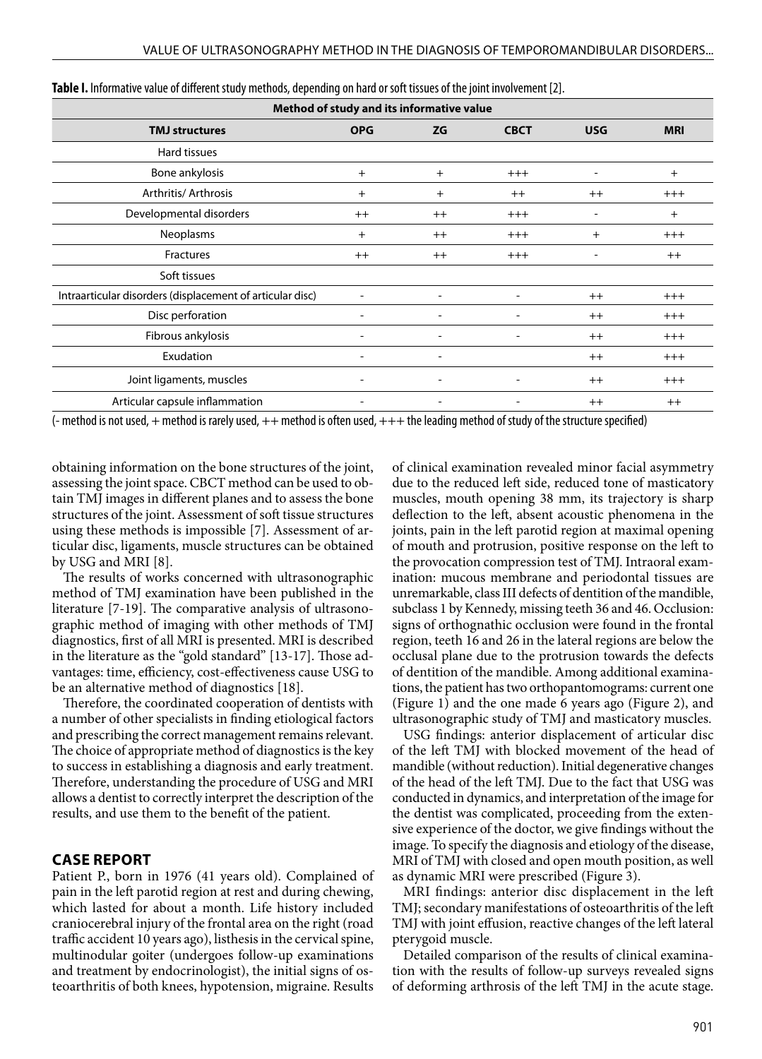**Table I.** Informative value of different study methods, depending on hard or soft tissues of the joint involvement [2].

| Method of study and its informative value | | | | | |
|---|---|---|---|---|---|
| **TMJ structures** | **OPG** | **ZG** | **CBCT** | **USG** | **MRI** |
| Hard tissues | | | | | |
| Bone ankylosis | + | + | +++ | - | + |
| Arthritis/ Arthrosis | + | + | ++ | ++ | +++ |
| Developmental disorders | ++ | ++ | +++ | - | + |
| Neoplasms | + | ++ | +++ | + | +++ |
| Fractures | ++ | ++ | +++ | - | ++ |
| Soft tissues | | | | | |
| Intraarticular disorders (displacement of articular disc) | - | - | - | ++ | +++ |
| Disc perforation | - | - | - | ++ | +++ |
| Fibrous ankylosis | - | - | - | ++ | +++ |
| Exudation | - | - | | ++ | +++ |
| Joint ligaments, muscles | - | - | - | ++ | +++ |
| Articular capsule inflammation | - | - | - | ++ | ++ |

(- method is not used, + method is rarely used, ++ method is often used, +++ the leading method of study of the structure specified)

obtaining information on the bone structures of the joint, assessing the joint space. CBCT method can be used to obtain TMJ images in different planes and to assess the bone structures of the joint. Assessment of soft tissue structures using these methods is impossible [7]. Assessment of articular disc, ligaments, muscle structures can be obtained by USG and MRI [8].

The results of works concerned with ultrasonographic method of TMJ examination have been published in the literature [7-19]. The comparative analysis of ultrasonographic method of imaging with other methods of TMJ diagnostics, first of all MRI is presented. MRI is described in the literature as the "gold standard" [13-17]. Those advantages: time, efficiency, cost-effectiveness cause USG to be an alternative method of diagnostics [18].

Therefore, the coordinated cooperation of dentists with a number of other specialists in finding etiological factors and prescribing the correct management remains relevant. The choice of appropriate method of diagnostics is the key to success in establishing a diagnosis and early treatment. Therefore, understanding the procedure of USG and MRI allows a dentist to correctly interpret the description of the results, and use them to the benefit of the patient.

## CASE REPORT

Patient P., born in 1976 (41 years old). Complained of pain in the left parotid region at rest and during chewing, which lasted for about a month. Life history included craniocerebral injury of the frontal area on the right (road traffic accident 10 years ago), listhesis in the cervical spine, multinodular goiter (undergoes follow-up examinations and treatment by endocrinologist), the initial signs of osteoarthritis of both knees, hypotension, migraine. Results of clinical examination revealed minor facial asymmetry due to the reduced left side, reduced tone of masticatory muscles, mouth opening 38 mm, its trajectory is sharp deflection to the left, absent acoustic phenomena in the joints, pain in the left parotid region at maximal opening of mouth and protrusion, positive response on the left to the provocation compression test of TMJ. Intraoral examination: mucous membrane and periodontal tissues are unremarkable, class III defects of dentition of the mandible, subclass 1 by Kennedy, missing teeth 36 and 46. Occlusion: signs of orthognathic occlusion were found in the frontal region, teeth 16 and 26 in the lateral regions are below the occlusal plane due to the protrusion towards the defects of dentition of the mandible. Among additional examinations, the patient has two orthopantomograms: current one (Figure 1) and the one made 6 years ago (Figure 2), and ultrasonographic study of TMJ and masticatory muscles.

USG findings: anterior displacement of articular disc of the left TMJ with blocked movement of the head of mandible (without reduction). Initial degenerative changes of the head of the left TMJ. Due to the fact that USG was conducted in dynamics, and interpretation of the image for the dentist was complicated, proceeding from the extensive experience of the doctor, we give findings without the image. To specify the diagnosis and etiology of the disease, MRI of TMJ with closed and open mouth position, as well as dynamic MRI were prescribed (Figure 3).

MRI findings: anterior disc displacement in the left TMJ; secondary manifestations of osteoarthritis of the left TMJ with joint effusion, reactive changes of the left lateral pterygoid muscle.

Detailed comparison of the results of clinical examination with the results of follow-up surveys revealed signs of deforming arthrosis of the left TMJ in the acute stage.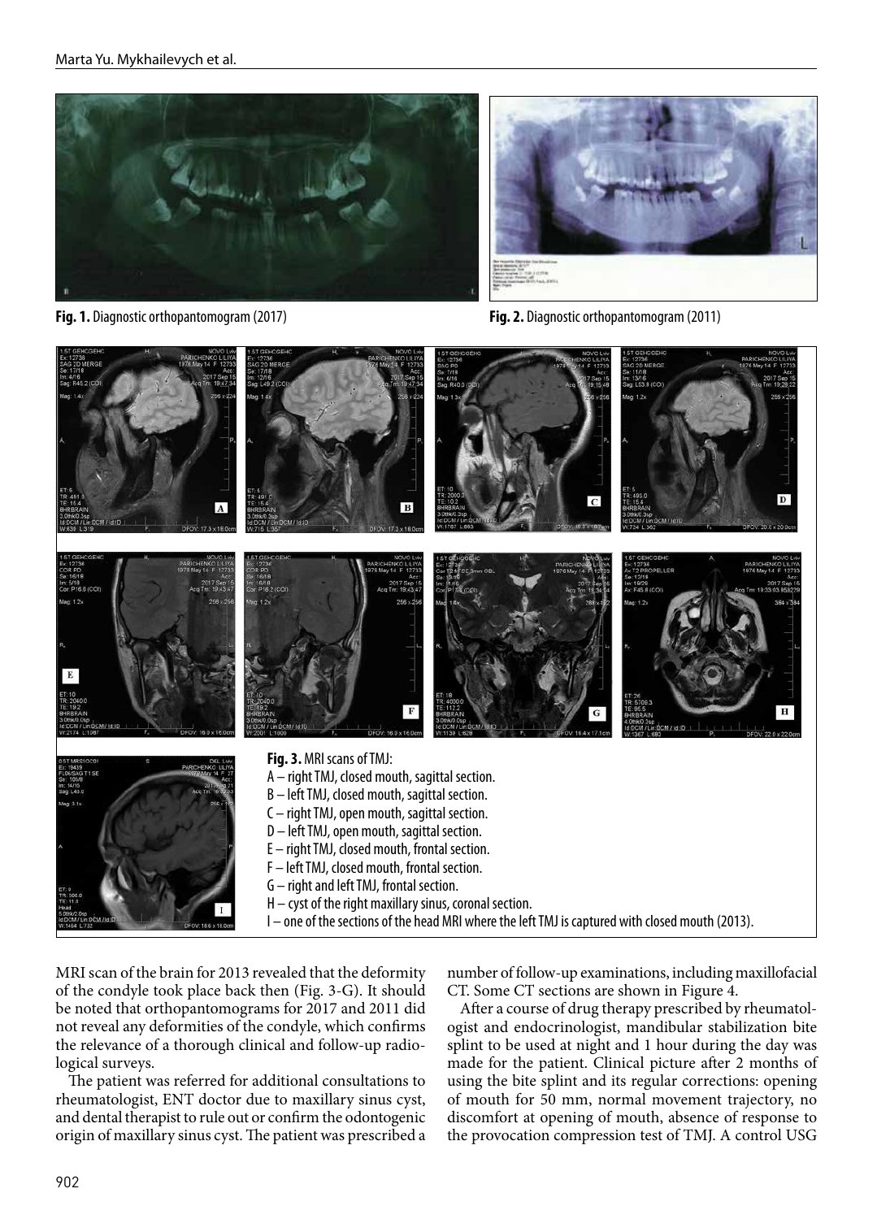**Fig. 1.** Diagnostic orthopantomogram (2017)

**Fig. 2.** Diagnostic orthopantomogram (2011)

**Fig. 3.** MRI scans of TMJ:
A – right TMJ, closed mouth, sagittal section.
B – left TMJ, closed mouth, sagittal section.
C – right TMJ, open mouth, sagittal section.
D – left TMJ, open mouth, sagittal section.
E – right TMJ, closed mouth, frontal section.
F – left TMJ, closed mouth, frontal section.
G – right and left TMJ, frontal section.
H – cyst of the right maxillary sinus, coronal section.
I – one of the sections of the head MRI where the left TMJ is captured with closed mouth (2013).

MRI scan of the brain for 2013 revealed that the deformity of the condyle took place back then (Fig. 3-G). It should be noted that orthopantomograms for 2017 and 2011 did not reveal any deformities of the condyle, which confirms the relevance of a thorough clinical and follow-up radiological surveys.

The patient was referred for additional consultations to rheumatologist, ENT doctor due to maxillary sinus cyst, and dental therapist to rule out or confirm the odontogenic origin of maxillary sinus cyst. The patient was prescribed a number of follow-up examinations, including maxillofacial CT. Some CT sections are shown in Figure 4.

After a course of drug therapy prescribed by rheumatologist and endocrinologist, mandibular stabilization bite splint to be used at night and 1 hour during the day was made for the patient. Clinical picture after 2 months of using the bite splint and its regular corrections: opening of mouth for 50 mm, normal movement trajectory, no discomfort at opening of mouth, absence of response to the provocation compression test of TMJ. A control USG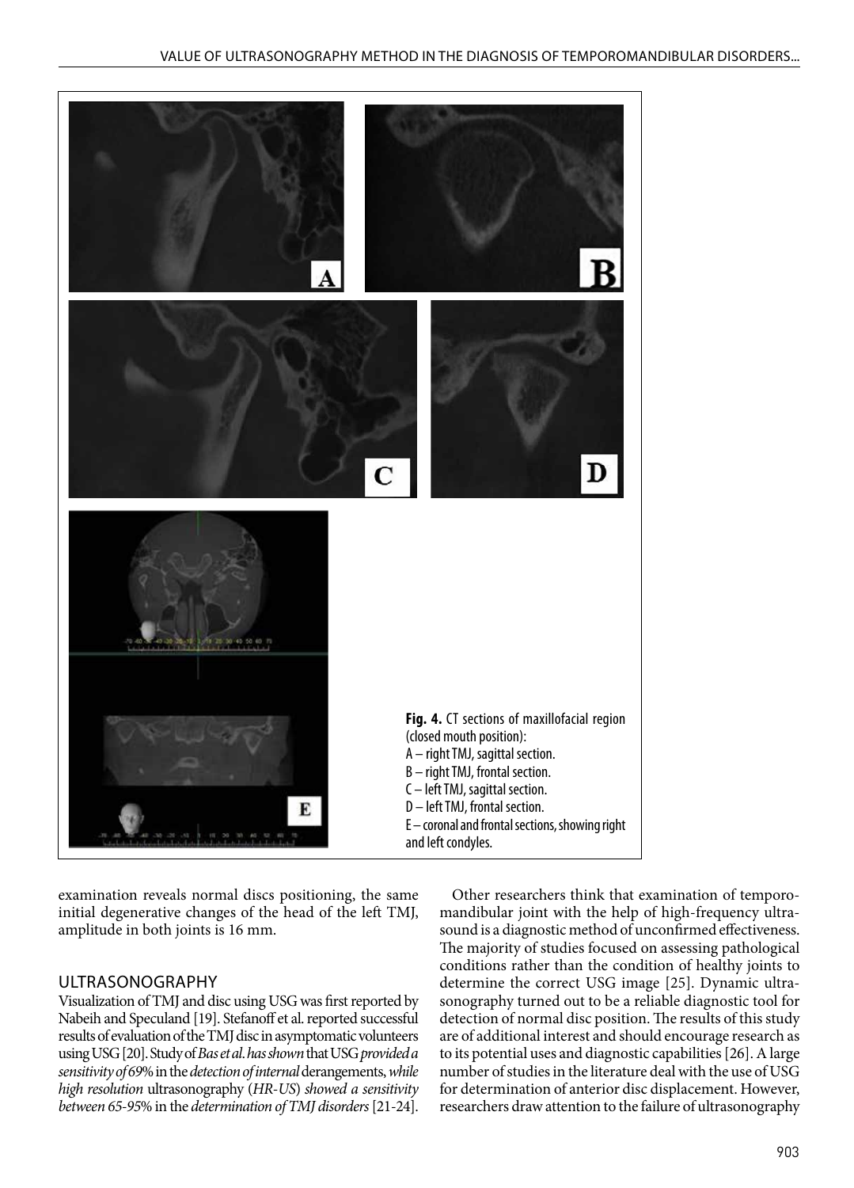**Fig. 4.** CT sections of maxillofacial region (closed mouth position):
A – right TMJ, sagittal section.
B – right TMJ, frontal section.
C – left TMJ, sagittal section.
D – left TMJ, frontal section.
E – coronal and frontal sections, showing right and left condyles.

examination reveals normal discs positioning, the same initial degenerative changes of the head of the left TMJ, amplitude in both joints is 16 mm.

## ULTRASONOGRAPHY

Visualization of TMJ and disc using USG was first reported by Nabeih and Speculand [19]. Stefanoff et al. reported successful results of evaluation of the TMJ disc in asymptomatic volunteers using USG [20]. Study of *Bas et al. has shown* that USG *provided a sensitivity of 69%* in the *detection of internal* derangements, *while high resolution* ultrasonography (*HR-US*) *showed a sensitivity between 65-95%* in the *determination of TMJ disorders* [21-24].

Other researchers think that examination of temporomandibular joint with the help of high-frequency ultrasound is a diagnostic method of unconfirmed effectiveness. The majority of studies focused on assessing pathological conditions rather than the condition of healthy joints to determine the correct USG image [25]. Dynamic ultrasonography turned out to be a reliable diagnostic tool for detection of normal disc position. The results of this study are of additional interest and should encourage research as to its potential uses and diagnostic capabilities [26]. A large number of studies in the literature deal with the use of USG for determination of anterior disc displacement. However, researchers draw attention to the failure of ultrasonography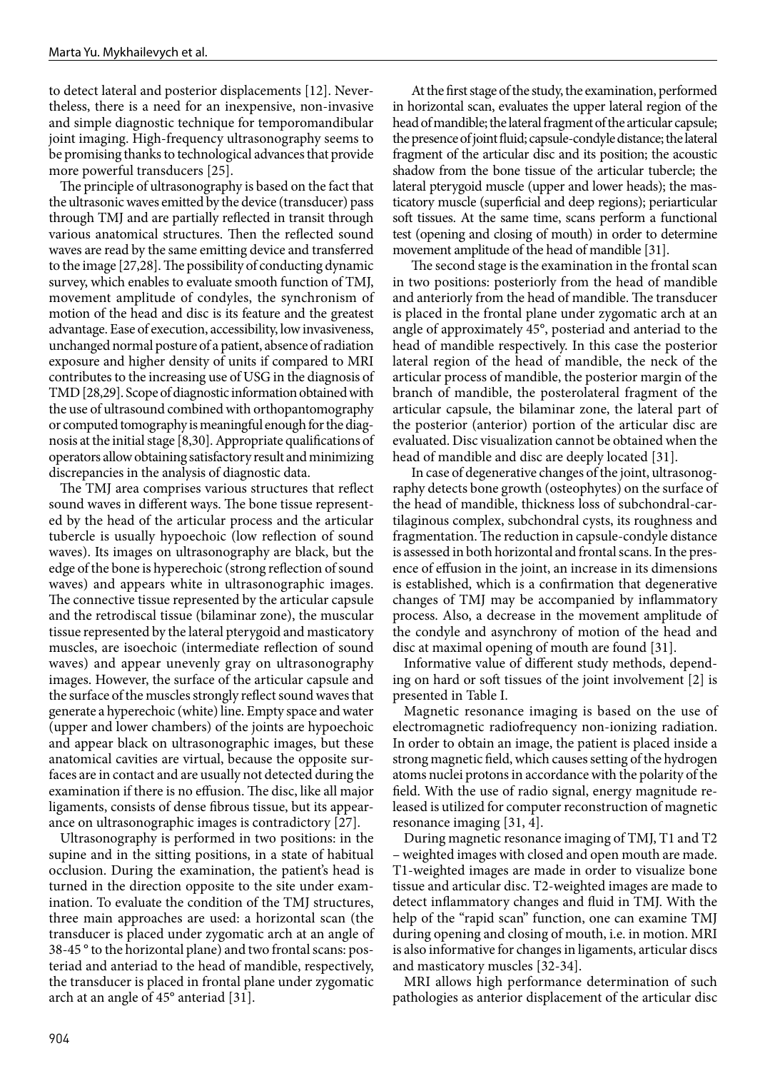to detect lateral and posterior displacements [12]. Nevertheless, there is a need for an inexpensive, non-invasive and simple diagnostic technique for temporomandibular joint imaging. High-frequency ultrasonography seems to be promising thanks to technological advances that provide more powerful transducers [25].

The principle of ultrasonography is based on the fact that the ultrasonic waves emitted by the device (transducer) pass through TMJ and are partially reflected in transit through various anatomical structures. Then the reflected sound waves are read by the same emitting device and transferred to the image [27,28]. The possibility of conducting dynamic survey, which enables to evaluate smooth function of TMJ, movement amplitude of condyles, the synchronism of motion of the head and disc is its feature and the greatest advantage. Ease of execution, accessibility, low invasiveness, unchanged normal posture of a patient, absence of radiation exposure and higher density of units if compared to MRI contributes to the increasing use of USG in the diagnosis of TMD [28,29]. Scope of diagnostic information obtained with the use of ultrasound combined with orthopantomography or computed tomography is meaningful enough for the diagnosis at the initial stage [8,30]. Appropriate qualifications of operators allow obtaining satisfactory result and minimizing discrepancies in the analysis of diagnostic data.

The TMJ area comprises various structures that reflect sound waves in different ways. The bone tissue represented by the head of the articular process and the articular tubercle is usually hypoechoic (low reflection of sound waves). Its images on ultrasonography are black, but the edge of the bone is hyperechoic (strong reflection of sound waves) and appears white in ultrasonographic images. The connective tissue represented by the articular capsule and the retrodiscal tissue (bilaminar zone), the muscular tissue represented by the lateral pterygoid and masticatory muscles, are isoechoic (intermediate reflection of sound waves) and appear unevenly gray on ultrasonography images. However, the surface of the articular capsule and the surface of the muscles strongly reflect sound waves that generate a hyperechoic (white) line. Empty space and water (upper and lower chambers) of the joints are hypoechoic and appear black on ultrasonographic images, but these anatomical cavities are virtual, because the opposite surfaces are in contact and are usually not detected during the examination if there is no effusion. The disc, like all major ligaments, consists of dense fibrous tissue, but its appearance on ultrasonographic images is contradictory [27].

Ultrasonography is performed in two positions: in the supine and in the sitting positions, in a state of habitual occlusion. During the examination, the patient's head is turned in the direction opposite to the site under examination. To evaluate the condition of the TMJ structures, three main approaches are used: a horizontal scan (the transducer is placed under zygomatic arch at an angle of 38-45 ° to the horizontal plane) and two frontal scans: posteriad and anteriad to the head of mandible, respectively, the transducer is placed in frontal plane under zygomatic arch at an angle of 45° anteriad [31].

At the first stage of the study, the examination, performed in horizontal scan, evaluates the upper lateral region of the head of mandible; the lateral fragment of the articular capsule; the presence of joint fluid; capsule-condyle distance; the lateral fragment of the articular disc and its position; the acoustic shadow from the bone tissue of the articular tubercle; the lateral pterygoid muscle (upper and lower heads); the masticatory muscle (superficial and deep regions); periarticular soft tissues. At the same time, scans perform a functional test (opening and closing of mouth) in order to determine movement amplitude of the head of mandible [31].

The second stage is the examination in the frontal scan in two positions: posteriorly from the head of mandible and anteriorly from the head of mandible. The transducer is placed in the frontal plane under zygomatic arch at an angle of approximately 45°, posteriad and anteriad to the head of mandible respectively. In this case the posterior lateral region of the head of mandible, the neck of the articular process of mandible, the posterior margin of the branch of mandible, the posterolateral fragment of the articular capsule, the bilaminar zone, the lateral part of the posterior (anterior) portion of the articular disc are evaluated. Disc visualization cannot be obtained when the head of mandible and disc are deeply located [31].

In case of degenerative changes of the joint, ultrasonography detects bone growth (osteophytes) on the surface of the head of mandible, thickness loss of subchondral-cartilaginous complex, subchondral cysts, its roughness and fragmentation. The reduction in capsule-condyle distance is assessed in both horizontal and frontal scans. In the presence of effusion in the joint, an increase in its dimensions is established, which is a confirmation that degenerative changes of TMJ may be accompanied by inflammatory process. Also, a decrease in the movement amplitude of the condyle and asynchrony of motion of the head and disc at maximal opening of mouth are found [31].

Informative value of different study methods, depending on hard or soft tissues of the joint involvement [2] is presented in Table I.

Magnetic resonance imaging is based on the use of electromagnetic radiofrequency non-ionizing radiation. In order to obtain an image, the patient is placed inside a strong magnetic field, which causes setting of the hydrogen atoms nuclei protons in accordance with the polarity of the field. With the use of radio signal, energy magnitude released is utilized for computer reconstruction of magnetic resonance imaging [31, 4].

During magnetic resonance imaging of TMJ, T1 and T2 – weighted images with closed and open mouth are made. T1-weighted images are made in order to visualize bone tissue and articular disc. T2-weighted images are made to detect inflammatory changes and fluid in TMJ. With the help of the "rapid scan" function, one can examine TMJ during opening and closing of mouth, i.e. in motion. MRI is also informative for changes in ligaments, articular discs and masticatory muscles [32-34].

MRI allows high performance determination of such pathologies as anterior displacement of the articular disc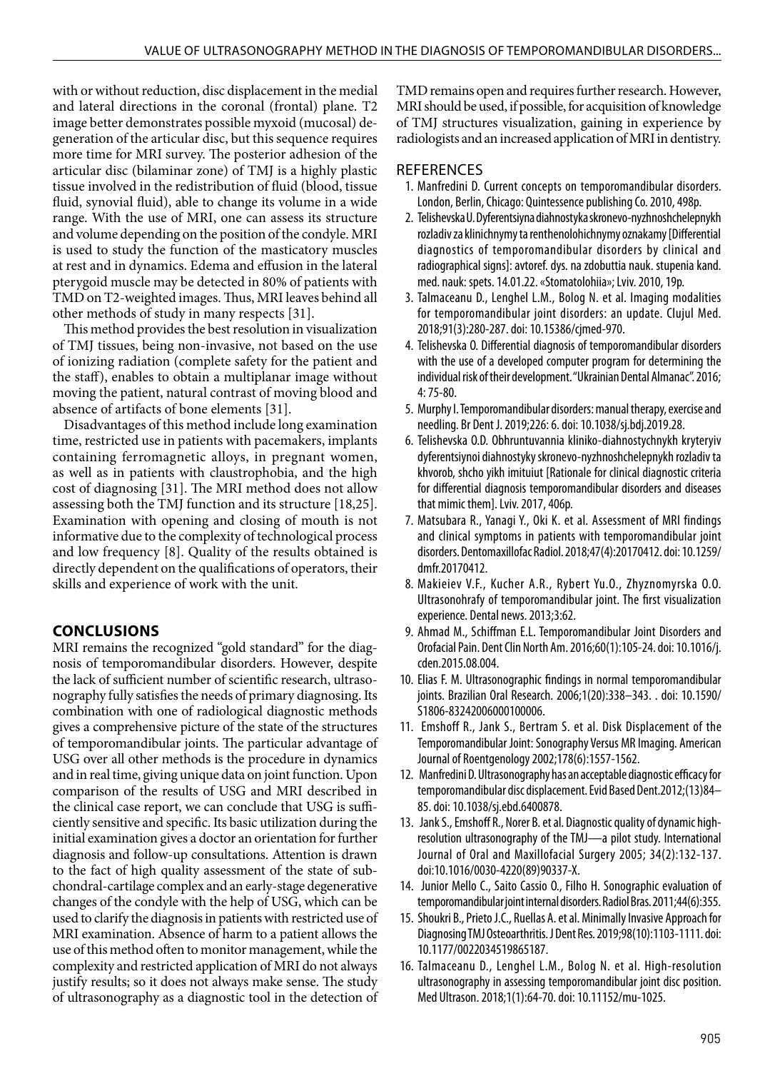with or without reduction, disc displacement in the medial and lateral directions in the coronal (frontal) plane. T2 image better demonstrates possible myxoid (mucosal) degeneration of the articular disc, but this sequence requires more time for MRI survey. The posterior adhesion of the articular disc (bilaminar zone) of TMJ is a highly plastic tissue involved in the redistribution of fluid (blood, tissue fluid, synovial fluid), able to change its volume in a wide range. With the use of MRI, one can assess its structure and volume depending on the position of the condyle. MRI is used to study the function of the masticatory muscles at rest and in dynamics. Edema and effusion in the lateral pterygoid muscle may be detected in 80% of patients with TMD on T2-weighted images. Thus, MRI leaves behind all other methods of study in many respects [31].

This method provides the best resolution in visualization of TMJ tissues, being non-invasive, not based on the use of ionizing radiation (complete safety for the patient and the staff), enables to obtain a multiplanar image without moving the patient, natural contrast of moving blood and absence of artifacts of bone elements [31].

Disadvantages of this method include long examination time, restricted use in patients with pacemakers, implants containing ferromagnetic alloys, in pregnant women, as well as in patients with claustrophobia, and the high cost of diagnosing [31]. The MRI method does not allow assessing both the TMJ function and its structure [18,25]. Examination with opening and closing of mouth is not informative due to the complexity of technological process and low frequency [8]. Quality of the results obtained is directly dependent on the qualifications of operators, their skills and experience of work with the unit.

## CONCLUSIONS

MRI remains the recognized "gold standard" for the diagnosis of temporomandibular disorders. However, despite the lack of sufficient number of scientific research, ultrasonography fully satisfies the needs of primary diagnosing. Its combination with one of radiological diagnostic methods gives a comprehensive picture of the state of the structures of temporomandibular joints. The particular advantage of USG over all other methods is the procedure in dynamics and in real time, giving unique data on joint function. Upon comparison of the results of USG and MRI described in the clinical case report, we can conclude that USG is sufficiently sensitive and specific. Its basic utilization during the initial examination gives a doctor an orientation for further diagnosis and follow-up consultations. Attention is drawn to the fact of high quality assessment of the state of subchondral-cartilage complex and an early-stage degenerative changes of the condyle with the help of USG, which can be used to clarify the diagnosis in patients with restricted use of MRI examination. Absence of harm to a patient allows the use of this method often to monitor management, while the complexity and restricted application of MRI do not always justify results; so it does not always make sense. The study of ultrasonography as a diagnostic tool in the detection of TMD remains open and requires further research. However, MRI should be used, if possible, for acquisition of knowledge of TMJ structures visualization, gaining in experience by radiologists and an increased application of MRI in dentistry.

## REFERENCES

1. Manfredini D. Current concepts on temporomandibular disorders. London, Berlin, Chicago: Quintessence publishing Co. 2010, 498p.
2. Telishevska U. Dyferentsiyna diahnostyka skronevo-nyzhnoshchelepnykh rozladiv za klinichnymy ta renthenolohichnymy oznakamy [Differential diagnostics of temporomandibular disorders by clinical and radiographical signs]: avtoref. dys. na zdobuttia nauk. stupenia kand. med. nauk: spets. 14.01.22. «Stomatolohiia»; Lviv. 2010, 19p.
3. Talmaceanu D., Lenghel L.M., Bolog N. et al. Imaging modalities for temporomandibular joint disorders: an update. Clujul Med. 2018;91(3):280-287. doi: 10.15386/cjmed-970.
4. Telishevska O. Differential diagnosis of temporomandibular disorders with the use of a developed computer program for determining the individual risk of their development. "Ukrainian Dental Almanac". 2016; 4: 75-80.
5. Murphy I. Temporomandibular disorders: manual therapy, exercise and needling. Br Dent J. 2019;226: 6. doi: 10.1038/sj.bdj.2019.28.
6. Telishevska O.D. Obhruntuvannia kliniko-diahnostychnykh kryteryiv dyferentsiynoi diahnostyky skronevo-nyzhnoshchelepnykh rozladiv ta khvorob, shcho yikh imituiut [Rationale for clinical diagnostic criteria for differential diagnosis temporomandibular disorders and diseases that mimic them]. Lviv. 2017, 406p.
7. Matsubara R., Yanagi Y., Oki K. et al. Assessment of MRI findings and clinical symptoms in patients with temporomandibular joint disorders. Dentomaxillofac Radiol. 2018;47(4):20170412. doi: 10.1259/dmfr.20170412.
8. Makieiev V.F., Kucher A.R., Rybert Yu.O., Zhyznomyrska O.O. Ultrasonohrafy of temporomandibular joint. The first visualization experience. Dental news. 2013;3:62.
9. Ahmad M., Schiffman E.L. Temporomandibular Joint Disorders and Orofacial Pain. Dent Clin North Am. 2016;60(1):105-24. doi: 10.1016/j.cden.2015.08.004.
10. Elias F. M. Ultrasonographic findings in normal temporomandibular joints. Brazilian Oral Research. 2006;1(20):338–343. . doi: 10.1590/S1806-83242006000100006.
11. Emshoff R., Jank S., Bertram S. et al. Disk Displacement of the Temporomandibular Joint: Sonography Versus MR Imaging. American Journal of Roentgenology 2002;178(6):1557-1562.
12. Manfredini D. Ultrasonography has an acceptable diagnostic efficacy for temporomandibular disc displacement. Evid Based Dent.2012;(13)84–85. doi: 10.1038/sj.ebd.6400878.
13. Jank S., Emshoff R., Norer B. et al. Diagnostic quality of dynamic high-resolution ultrasonography of the TMJ—a pilot study. International Journal of Oral and Maxillofacial Surgery 2005; 34(2):132-137. doi:10.1016/0030-4220(89)90337-X.
14. Junior Mello C., Saito Cassio O., Filho H. Sonographic evaluation of temporomandibular joint internal disorders. Radiol Bras. 2011;44(6):355.
15. Shoukri B., Prieto J.C., Ruellas A. et al. Minimally Invasive Approach for Diagnosing TMJ Osteoarthritis. J Dent Res. 2019;98(10):1103-1111. doi: 10.1177/0022034519865187.
16. Talmaceanu D., Lenghel L.M., Bolog N. et al. High-resolution ultrasonography in assessing temporomandibular joint disc position. Med Ultrason. 2018;1(1):64-70. doi: 10.11152/mu-1025.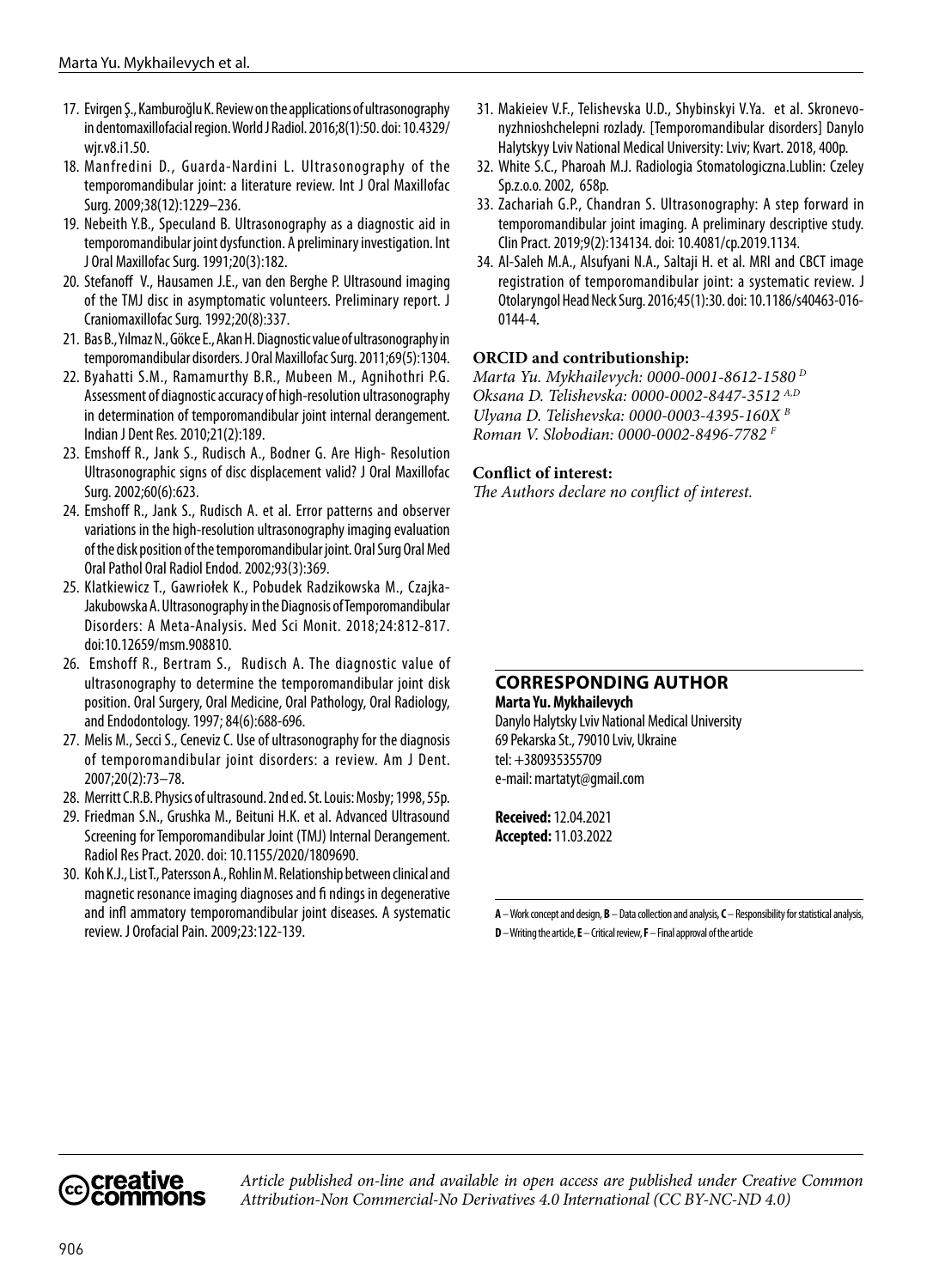17. Evirgen Ş., Kamburoğlu K. Review on the applications of ultrasonography in dentomaxillofacial region. World J Radiol. 2016;8(1):50. doi: 10.4329/wjr.v8.i1.50.
18. Manfredini D., Guarda-Nardini L. Ultrasonography of the temporomandibular joint: a literature review. Int J Oral Maxillofac Surg. 2009;38(12):1229–236.
19. Nebeith Y.B., Speculand B. Ultrasonography as a diagnostic aid in temporomandibular joint dysfunction. A preliminary investigation. Int J Oral Maxillofac Surg. 1991;20(3):182.
20. Stefanoff V., Hausamen J.E., van den Berghe P. Ultrasound imaging of the TMJ disc in asymptomatic volunteers. Preliminary report. J Craniomaxillofac Surg. 1992;20(8):337.
21. Bas B., Yılmaz N., Gökce E., Akan H. Diagnostic value of ultrasonography in temporomandibular disorders. J Oral Maxillofac Surg. 2011;69(5):1304.
22. Byahatti S.M., Ramamurthy B.R., Mubeen M., Agnihothri P.G. Assessment of diagnostic accuracy of high-resolution ultrasonography in determination of temporomandibular joint internal derangement. Indian J Dent Res. 2010;21(2):189.
23. Emshoff R., Jank S., Rudisch A., Bodner G. Are High- Resolution Ultrasonographic signs of disc displacement valid? J Oral Maxillofac Surg. 2002;60(6):623.
24. Emshoff R., Jank S., Rudisch A. et al. Error patterns and observer variations in the high-resolution ultrasonography imaging evaluation of the disk position of the temporomandibular joint. Oral Surg Oral Med Oral Pathol Oral Radiol Endod. 2002;93(3):369.
25. Klatkiewicz T., Gawriołek K., Pobudek Radzikowska M., Czajka-Jakubowska A. Ultrasonography in the Diagnosis of Temporomandibular Disorders: A Meta-Analysis. Med Sci Monit. 2018;24:812-817. doi:10.12659/msm.908810.
26. Emshoff R., Bertram S., Rudisch A. The diagnostic value of ultrasonography to determine the temporomandibular joint disk position. Oral Surgery, Oral Medicine, Oral Pathology, Oral Radiology, and Endodontology. 1997; 84(6):688-696.
27. Melis M., Secci S., Ceneviz C. Use of ultrasonography for the diagnosis of temporomandibular joint disorders: a review. Am J Dent. 2007;20(2):73–78.
28. Merritt C.R.B. Physics of ultrasound. 2nd ed. St. Louis: Mosby; 1998, 55p.
29. Friedman S.N., Grushka M., Beituni H.K. et al. Advanced Ultrasound Screening for Temporomandibular Joint (TMJ) Internal Derangement. Radiol Res Pract. 2020. doi: 10.1155/2020/1809690.
30. Koh K.J., List T., Patersson A., Rohlin M. Relationship between clinical and magnetic resonance imaging diagnoses and fi ndings in degenerative and infl ammatory temporomandibular joint diseases. A systematic review. J Orofacial Pain. 2009;23:122-139.
31. Makieiev V.F., Telishevska U.D., Shybinskyi V.Ya. et al. Skronevonyzhnioshchelepni rozlady. [Temporomandibular disorders] Danylo Halytskyy Lviv National Medical University: Lviv; Kvart. 2018, 400p.
32. White S.C., Pharoah M.J. Radiologia Stomatologiczna.Lublin: Czeley Sp.z.o.o. 2002, 658p.
33. Zachariah G.P., Chandran S. Ultrasonography: A step forward in temporomandibular joint imaging. A preliminary descriptive study. Clin Pract. 2019;9(2):134134. doi: 10.4081/cp.2019.1134.
34. Al-Saleh M.A., Alsufyani N.A., Saltaji H. et al. MRI and CBCT image registration of temporomandibular joint: a systematic review. J Otolaryngol Head Neck Surg. 2016;45(1):30. doi: 10.1186/s40463-016-0144-4.

**ORCID and contributionship:**

*Marta Yu. Mykhailevych: 0000-0001-8612-1580* [D]
*Oksana D. Telishevska: 0000-0002-8447-3512* [A,D]
*Ulyana D. Telishevska: 0000-0003-4395-160X* [B]
*Roman V. Slobodian: 0000-0002-8496-7782* [F]

**Conflict of interest:**

*The Authors declare no conflict of interest.*

## CORRESPONDING AUTHOR

**Marta Yu. Mykhailevych**
Danylo Halytsky Lviv National Medical University
69 Pekarska St., 79010 Lviv, Ukraine
tel: +380935355709
e-mail: martatyt@gmail.com

**Received:** 12.04.2021
**Accepted:** 11.03.2022

**A** – Work concept and design, **B** – Data collection and analysis, **C** – Responsibility for statistical analysis, **D** – Writing the article, **E** – Critical review, **F** – Final approval of the article

*Article published on-line and available in open access are published under Creative Common Attribution-Non Commercial-No Derivatives 4.0 International (CC BY-NC-ND 4.0)*